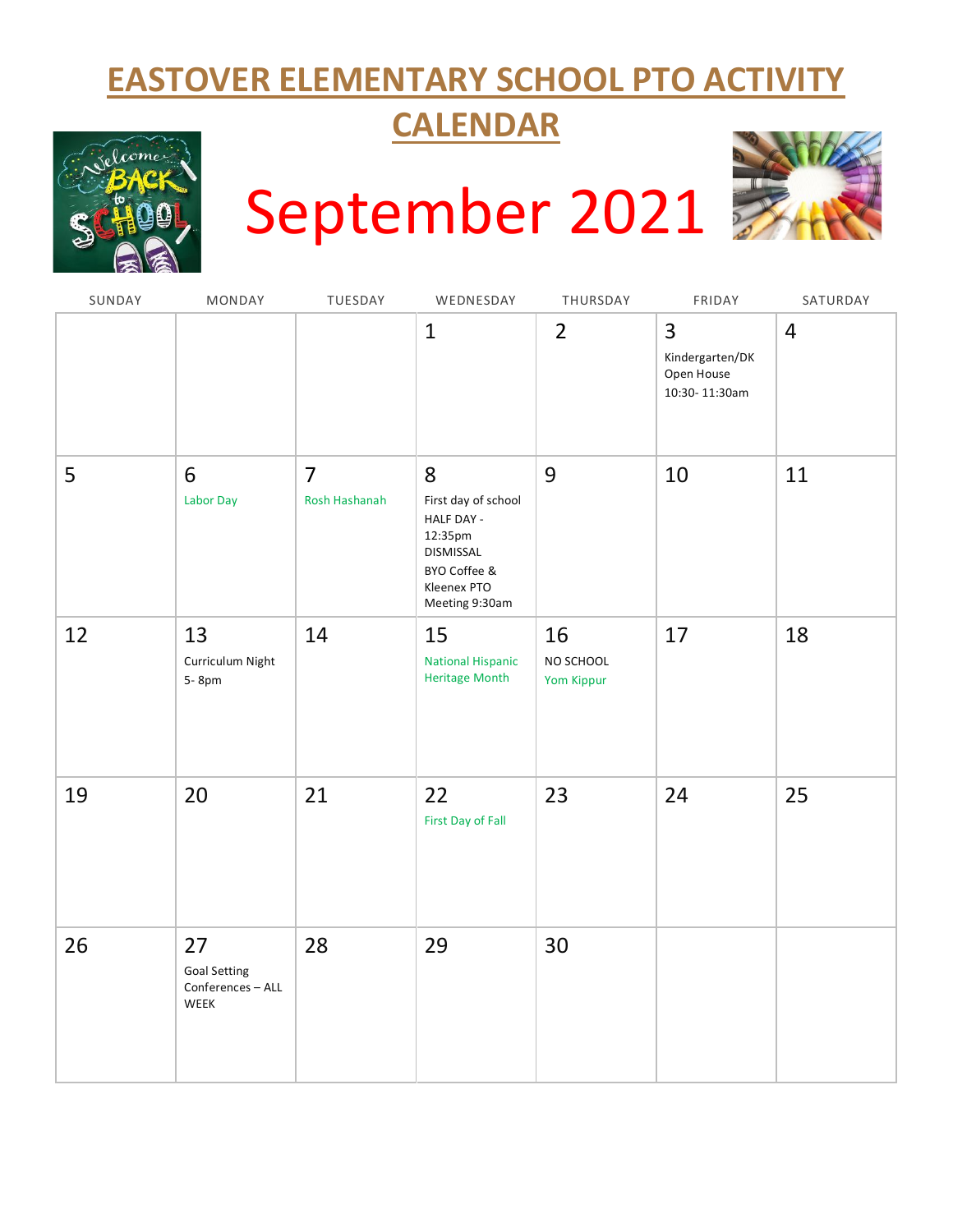# EASTOVER ELEMENTARY SCHOOL PTO ACTIVITY CALENDAR

## September 2021

| SUNDAY | MONDAY | TUESDAY | WEDNESDAY | THURSDAY | FRIDAY | SATURDAY |
|---|---|---|---|---|---|---|
| | | | 1 | 2 | 3<br>Kindergarten/DK Open House 10:30- 11:30am | 4 |
| 5 | 6<br>Labor Day | 7<br>Rosh Hashanah | 8<br>First day of school<br>HALF DAY - 12:35pm DISMISSAL<br>BYO Coffee & Kleenex PTO Meeting 9:30am | 9 | 10 | 11 |
| 12 | 13<br>Curriculum Night 5- 8pm | 14 | 15<br>National Hispanic Heritage Month | 16<br>NO SCHOOL<br>Yom Kippur | 17 | 18 |
| 19 | 20 | 21 | 22<br>First Day of Fall | 23 | 24 | 25 |
| 26 | 27<br>Goal Setting Conferences – ALL WEEK | 28 | 29 | 30 | | |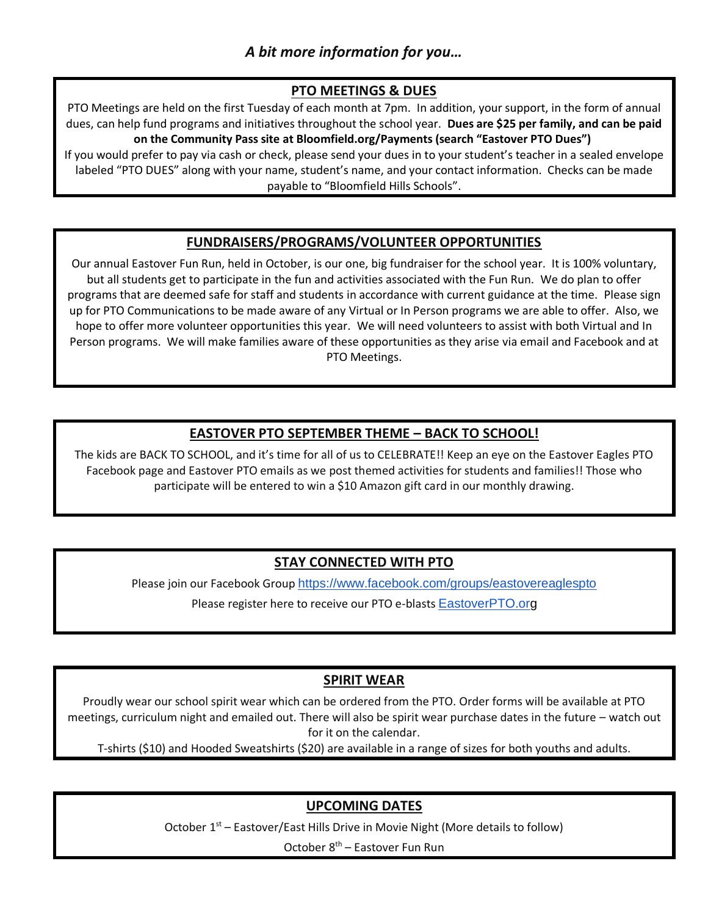*A bit more information for you…*

## PTO MEETINGS & DUES

PTO Meetings are held on the first Tuesday of each month at 7pm. In addition, your support, in the form of annual dues, can help fund programs and initiatives throughout the school year. **Dues are $25 per family, and can be paid on the Community Pass site at Bloomfield.org/Payments (search "Eastover PTO Dues")**

If you would prefer to pay via cash or check, please send your dues in to your student's teacher in a sealed envelope labeled "PTO DUES" along with your name, student's name, and your contact information. Checks can be made payable to "Bloomfield Hills Schools".

## FUNDRAISERS/PROGRAMS/VOLUNTEER OPPORTUNITIES

Our annual Eastover Fun Run, held in October, is our one, big fundraiser for the school year. It is 100% voluntary, but all students get to participate in the fun and activities associated with the Fun Run. We do plan to offer programs that are deemed safe for staff and students in accordance with current guidance at the time. Please sign up for PTO Communications to be made aware of any Virtual or In Person programs we are able to offer. Also, we hope to offer more volunteer opportunities this year. We will need volunteers to assist with both Virtual and In Person programs. We will make families aware of these opportunities as they arise via email and Facebook and at PTO Meetings.

## EASTOVER PTO SEPTEMBER THEME – BACK TO SCHOOL!

The kids are BACK TO SCHOOL, and it's time for all of us to CELEBRATE!! Keep an eye on the Eastover Eagles PTO Facebook page and Eastover PTO emails as we post themed activities for students and families!! Those who participate will be entered to win a $10 Amazon gift card in our monthly drawing.

## STAY CONNECTED WITH PTO

Please join our Facebook Group https://www.facebook.com/groups/eastovereaglespto

Please register here to receive our PTO e-blasts EastoverPTO.org

## SPIRIT WEAR

Proudly wear our school spirit wear which can be ordered from the PTO. Order forms will be available at PTO meetings, curriculum night and emailed out. There will also be spirit wear purchase dates in the future – watch out for it on the calendar.

T-shirts ($10) and Hooded Sweatshirts ($20) are available in a range of sizes for both youths and adults.

## UPCOMING DATES

October 1st – Eastover/East Hills Drive in Movie Night (More details to follow)

October 8th – Eastover Fun Run